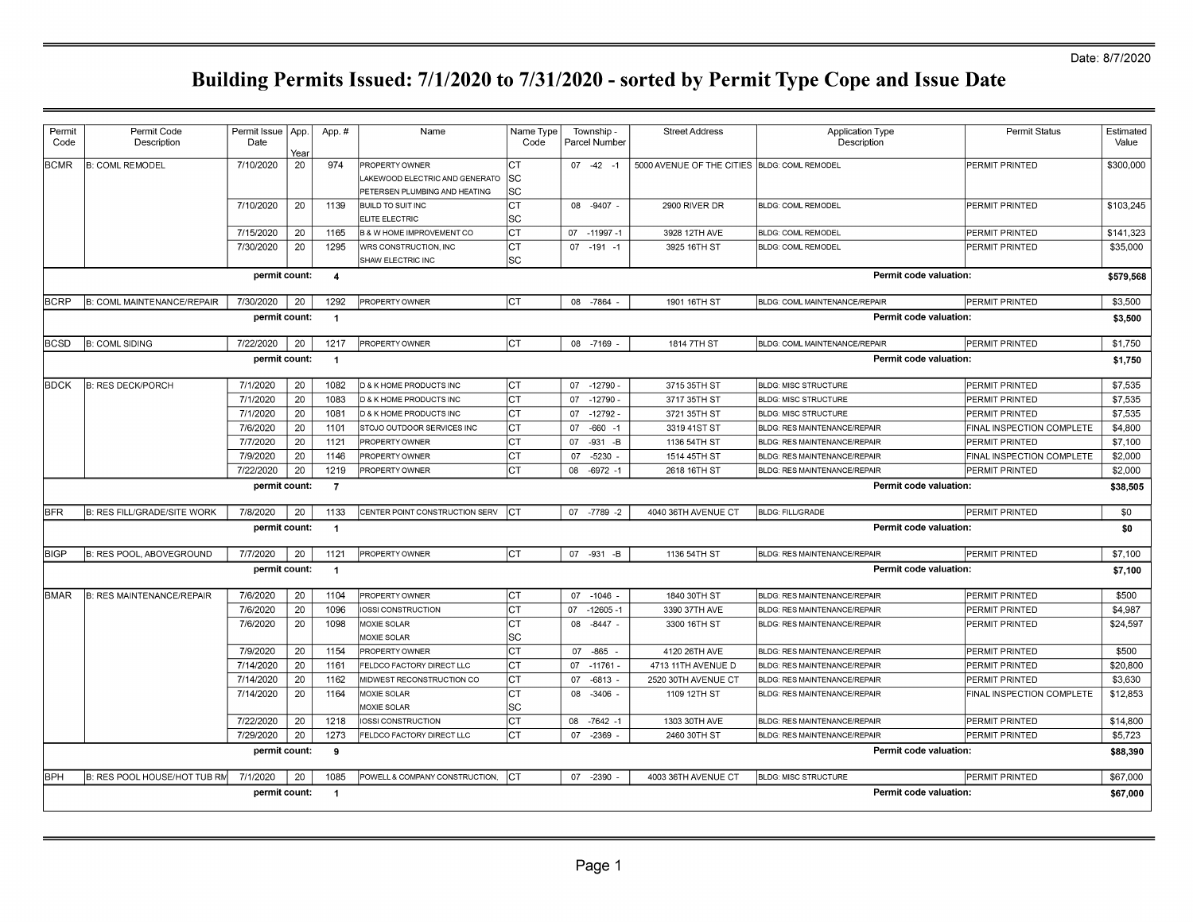Date: 8/7/2020

# Building Permits Issued: 7/1/2020 to 7/31/2020 - sorted by Permit Type Cope and Issue Date

| Permit Code | Permit Code Description | Permit Issue Date | App. Year | App. # | Name | Name Type Code | Township - Parcel Number | Street Address | Application Type Description | Permit Status | Estimated Value |
|---|---|---|---|---|---|---|---|---|---|---|---|
| BCMR | B: COML REMODEL | 7/10/2020 | 20 | 974 | PROPERTY OWNER | CT | 07 -42 -1 | 5000 AVENUE OF THE CITIES | BLDG: COML REMODEL | PERMIT PRINTED | $300,000 |
| | | | | | LAKEWOOD ELECTRIC AND GENERATO | SC | | | | | |
| | | | | | PETERSEN PLUMBING AND HEATING | SC | | | | | |
| | | 7/10/2020 | 20 | 1139 | BUILD TO SUIT INC | CT | 08 -9407 - | 2900 RIVER DR | BLDG: COML REMODEL | PERMIT PRINTED | $103,245 |
| | | | | | ELITE ELECTRIC | SC | | | | | |
| | | 7/15/2020 | 20 | 1165 | B & W HOME IMPROVEMENT CO | CT | 07 -11997 -1 | 3928 12TH AVE | BLDG: COML REMODEL | PERMIT PRINTED | $141,323 |
| | | 7/30/2020 | 20 | 1295 | WRS CONSTRUCTION, INC | CT | 07 -191 -1 | 3925 16TH ST | BLDG: COML REMODEL | PERMIT PRINTED | $35,000 |
| | | | | | SHAW ELECTRIC INC | SC | | | | | |
| | | **permit count:** | | **4** | | | | | **Permit code valuation:** | | **$579,568** |
| BCRP | B: COML MAINTENANCE/REPAIR | 7/30/2020 | 20 | 1292 | PROPERTY OWNER | CT | 08 -7864 - | 1901 16TH ST | BLDG: COML MAINTENANCE/REPAIR | PERMIT PRINTED | $3,500 |
| | | **permit count:** | | **1** | | | | | **Permit code valuation:** | | **$3,500** |
| BCSD | B: COML SIDING | 7/22/2020 | 20 | 1217 | PROPERTY OWNER | CT | 08 -7169 - | 1814 7TH ST | BLDG: COML MAINTENANCE/REPAIR | PERMIT PRINTED | $1,750 |
| | | **permit count:** | | **1** | | | | | **Permit code valuation:** | | **$1,750** |
| BDCK | B: RES DECK/PORCH | 7/1/2020 | 20 | 1082 | D & K HOME PRODUCTS INC | CT | 07 -12790 - | 3715 35TH ST | BLDG: MISC STRUCTURE | PERMIT PRINTED | $7,535 |
| | | 7/1/2020 | 20 | 1083 | D & K HOME PRODUCTS INC | CT | 07 -12790 - | 3717 35TH ST | BLDG: MISC STRUCTURE | PERMIT PRINTED | $7,535 |
| | | 7/1/2020 | 20 | 1081 | D & K HOME PRODUCTS INC | CT | 07 -12792 - | 3721 35TH ST | BLDG: MISC STRUCTURE | PERMIT PRINTED | $7,535 |
| | | 7/6/2020 | 20 | 1101 | STOJO OUTDOOR SERVICES INC | CT | 07 -660 -1 | 3319 41ST ST | BLDG: RES MAINTENANCE/REPAIR | FINAL INSPECTION COMPLETE | $4,800 |
| | | 7/7/2020 | 20 | 1121 | PROPERTY OWNER | CT | 07 -931 -B | 1136 54TH ST | BLDG: RES MAINTENANCE/REPAIR | PERMIT PRINTED | $7,100 |
| | | 7/9/2020 | 20 | 1146 | PROPERTY OWNER | CT | 07 -5230 - | 1514 45TH ST | BLDG: RES MAINTENANCE/REPAIR | FINAL INSPECTION COMPLETE | $2,000 |
| | | 7/22/2020 | 20 | 1219 | PROPERTY OWNER | CT | 08 -6972 -1 | 2618 16TH ST | BLDG: RES MAINTENANCE/REPAIR | PERMIT PRINTED | $2,000 |
| | | **permit count:** | | **7** | | | | | **Permit code valuation:** | | **$38,505** |
| BFR | B: RES FILL/GRADE/SITE WORK | 7/8/2020 | 20 | 1133 | CENTER POINT CONSTRUCTION SERV | CT | 07 -7789 -2 | 4040 36TH AVENUE CT | BLDG: FILL/GRADE | PERMIT PRINTED | $0 |
| | | **permit count:** | | **1** | | | | | **Permit code valuation:** | | **$0** |
| BIGP | B: RES POOL, ABOVEGROUND | 7/7/2020 | 20 | 1121 | PROPERTY OWNER | CT | 07 -931 -B | 1136 54TH ST | BLDG: RES MAINTENANCE/REPAIR | PERMIT PRINTED | $7,100 |
| | | **permit count:** | | **1** | | | | | **Permit code valuation:** | | **$7,100** |
| BMAR | B: RES MAINTENANCE/REPAIR | 7/6/2020 | 20 | 1104 | PROPERTY OWNER | CT | 07 -1046 - | 1840 30TH ST | BLDG: RES MAINTENANCE/REPAIR | PERMIT PRINTED | $500 |
| | | 7/6/2020 | 20 | 1096 | IOSSI CONSTRUCTION | CT | 07 -12605 -1 | 3390 37TH AVE | BLDG: RES MAINTENANCE/REPAIR | PERMIT PRINTED | $4,987 |
| | | 7/6/2020 | 20 | 1098 | MOXIE SOLAR | CT | 08 -8447 - | 3300 16TH ST | BLDG: RES MAINTENANCE/REPAIR | PERMIT PRINTED | $24,597 |
| | | | | | MOXIE SOLAR | SC | | | | | |
| | | 7/9/2020 | 20 | 1154 | PROPERTY OWNER | CT | 07 -865 - | 4120 26TH AVE | BLDG: RES MAINTENANCE/REPAIR | PERMIT PRINTED | $500 |
| | | 7/14/2020 | 20 | 1161 | FELDCO FACTORY DIRECT LLC | CT | 07 -11761 - | 4713 11TH AVENUE D | BLDG: RES MAINTENANCE/REPAIR | PERMIT PRINTED | $20,800 |
| | | 7/14/2020 | 20 | 1162 | MIDWEST RECONSTRUCTION CO | CT | 07 -6813 - | 2520 30TH AVENUE CT | BLDG: RES MAINTENANCE/REPAIR | PERMIT PRINTED | $3,630 |
| | | 7/14/2020 | 20 | 1164 | MOXIE SOLAR | CT | 08 -3406 - | 1109 12TH ST | BLDG: RES MAINTENANCE/REPAIR | FINAL INSPECTION COMPLETE | $12,853 |
| | | | | | MOXIE SOLAR | SC | | | | | |
| | | 7/22/2020 | 20 | 1218 | IOSSI CONSTRUCTION | CT | 08 -7642 -1 | 1303 30TH AVE | BLDG: RES MAINTENANCE/REPAIR | PERMIT PRINTED | $14,800 |
| | | 7/29/2020 | 20 | 1273 | FELDCO FACTORY DIRECT LLC | CT | 07 -2369 - | 2460 30TH ST | BLDG: RES MAINTENANCE/REPAIR | PERMIT PRINTED | $5,723 |
| | | **permit count:** | | **9** | | | | | **Permit code valuation:** | | **$88,390** |
| BPH | B: RES POOL HOUSE/HOT TUB RM | 7/1/2020 | 20 | 1085 | POWELL & COMPANY CONSTRUCTION, | CT | 07 -2390 - | 4003 36TH AVENUE CT | BLDG: MISC STRUCTURE | PERMIT PRINTED | $67,000 |
| | | **permit count:** | | **1** | | | | | **Permit code valuation:** | | **$67,000** |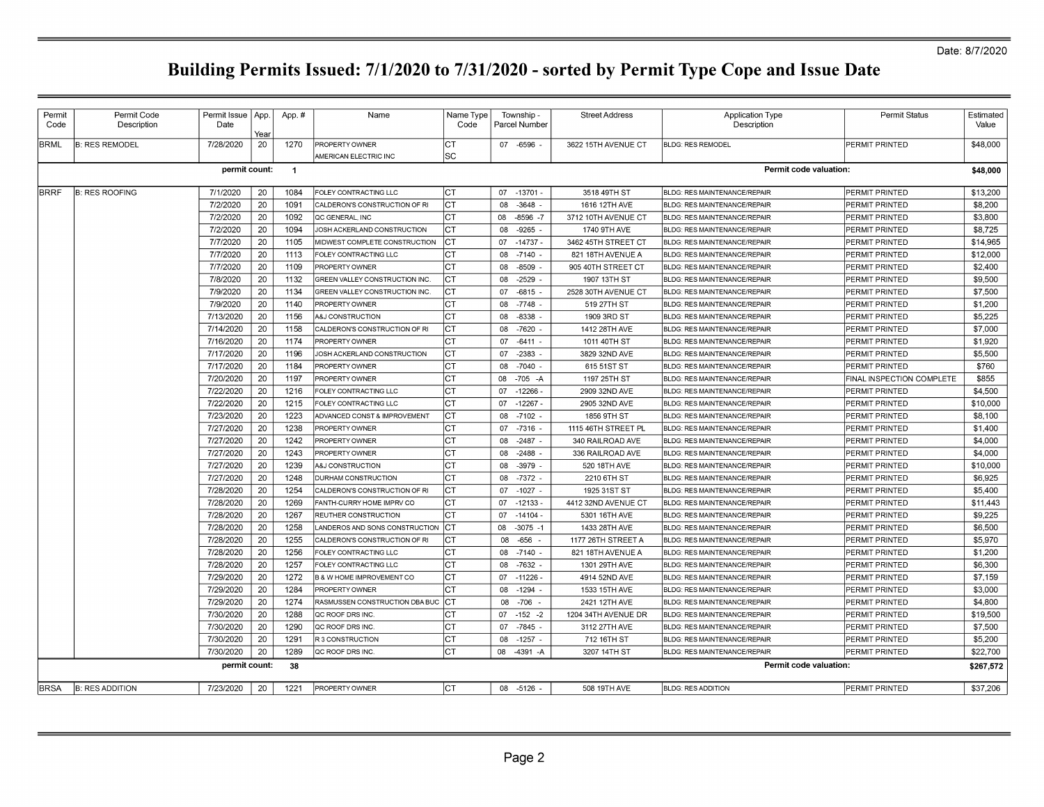Date: 8/7/2020

# Building Permits Issued: 7/1/2020 to 7/31/2020 - sorted by Permit Type Cope and Issue Date

| Permit Code | Permit Code Description | Permit Issue Date | App. Year | App. # | Name | Name Type Code | Township - Parcel Number | Street Address | Application Type Description | Permit Status | Estimated Value |
|---|---|---|---|---|---|---|---|---|---|---|---|
| BRML | B: RES REMODEL | 7/28/2020 | 20 | 1270 | PROPERTY OWNER | CT | 07 -6596 - | 3622 15TH AVENUE CT | BLDG: RES REMODEL | PERMIT PRINTED | $48,000 |
| | | | | | AMERICAN ELECTRIC INC | SC | | | | | |
| | | **permit count:** | | **1** | | | | | **Permit code valuation:** | | **$48,000** |
| BRRF | B: RES ROOFING | 7/1/2020 | 20 | 1084 | FOLEY CONTRACTING LLC | CT | 07 -13701 - | 3518 49TH ST | BLDG: RES MAINTENANCE/REPAIR | PERMIT PRINTED | $13,200 |
| | | 7/2/2020 | 20 | 1091 | CALDERON'S CONSTRUCTION OF RI | CT | 08 -3648 - | 1616 12TH AVE | BLDG: RES MAINTENANCE/REPAIR | PERMIT PRINTED | $8,200 |
| | | 7/2/2020 | 20 | 1092 | QC GENERAL, INC | CT | 08 -8596 -7 | 3712 10TH AVENUE CT | BLDG: RES MAINTENANCE/REPAIR | PERMIT PRINTED | $3,800 |
| | | 7/2/2020 | 20 | 1094 | JOSH ACKERLAND CONSTRUCTION | CT | 08 -9265 - | 1740 9TH AVE | BLDG: RES MAINTENANCE/REPAIR | PERMIT PRINTED | $8,725 |
| | | 7/7/2020 | 20 | 1105 | MIDWEST COMPLETE CONSTRUCTION | CT | 07 -14737 - | 3462 45TH STREET CT | BLDG: RES MAINTENANCE/REPAIR | PERMIT PRINTED | $14,965 |
| | | 7/7/2020 | 20 | 1113 | FOLEY CONTRACTING LLC | CT | 08 -7140 - | 821 18TH AVENUE A | BLDG: RES MAINTENANCE/REPAIR | PERMIT PRINTED | $12,000 |
| | | 7/7/2020 | 20 | 1109 | PROPERTY OWNER | CT | 08 -8509 - | 905 40TH STREET CT | BLDG: RES MAINTENANCE/REPAIR | PERMIT PRINTED | $2,400 |
| | | 7/8/2020 | 20 | 1132 | GREEN VALLEY CONSTRUCTION INC. | CT | 08 -2529 - | 1907 13TH ST | BLDG: RES MAINTENANCE/REPAIR | PERMIT PRINTED | $9,500 |
| | | 7/9/2020 | 20 | 1134 | GREEN VALLEY CONSTRUCTION INC. | CT | 07 -6815 - | 2528 30TH AVENUE CT | BLDG: RES MAINTENANCE/REPAIR | PERMIT PRINTED | $7,500 |
| | | 7/9/2020 | 20 | 1140 | PROPERTY OWNER | CT | 08 -7748 - | 519 27TH ST | BLDG: RES MAINTENANCE/REPAIR | PERMIT PRINTED | $1,200 |
| | | 7/13/2020 | 20 | 1156 | A&J CONSTRUCTION | CT | 08 -8338 - | 1909 3RD ST | BLDG: RES MAINTENANCE/REPAIR | PERMIT PRINTED | $5,225 |
| | | 7/14/2020 | 20 | 1158 | CALDERON'S CONSTRUCTION OF RI | CT | 08 -7620 - | 1412 28TH AVE | BLDG: RES MAINTENANCE/REPAIR | PERMIT PRINTED | $7,000 |
| | | 7/16/2020 | 20 | 1174 | PROPERTY OWNER | CT | 07 -6411 - | 1011 40TH ST | BLDG: RES MAINTENANCE/REPAIR | PERMIT PRINTED | $1,920 |
| | | 7/17/2020 | 20 | 1196 | JOSH ACKERLAND CONSTRUCTION | CT | 07 -2383 - | 3829 32ND AVE | BLDG: RES MAINTENANCE/REPAIR | PERMIT PRINTED | $5,500 |
| | | 7/17/2020 | 20 | 1184 | PROPERTY OWNER | CT | 08 -7040 - | 615 51ST ST | BLDG: RES MAINTENANCE/REPAIR | PERMIT PRINTED | $760 |
| | | 7/20/2020 | 20 | 1197 | PROPERTY OWNER | CT | 08 -705 -A | 1197 25TH ST | BLDG: RES MAINTENANCE/REPAIR | FINAL INSPECTION COMPLETE | $855 |
| | | 7/22/2020 | 20 | 1216 | FOLEY CONTRACTING LLC | CT | 07 -12266 - | 2909 32ND AVE | BLDG: RES MAINTENANCE/REPAIR | PERMIT PRINTED | $4,500 |
| | | 7/22/2020 | 20 | 1215 | FOLEY CONTRACTING LLC | CT | 07 -12267 - | 2905 32ND AVE | BLDG: RES MAINTENANCE/REPAIR | PERMIT PRINTED | $10,000 |
| | | 7/23/2020 | 20 | 1223 | ADVANCED CONST & IMPROVEMENT | CT | 08 -7102 - | 1856 9TH ST | BLDG: RES MAINTENANCE/REPAIR | PERMIT PRINTED | $8,100 |
| | | 7/27/2020 | 20 | 1238 | PROPERTY OWNER | CT | 07 -7316 - | 1115 46TH STREET PL | BLDG: RES MAINTENANCE/REPAIR | PERMIT PRINTED | $1,400 |
| | | 7/27/2020 | 20 | 1242 | PROPERTY OWNER | CT | 08 -2487 - | 340 RAILROAD AVE | BLDG: RES MAINTENANCE/REPAIR | PERMIT PRINTED | $4,000 |
| | | 7/27/2020 | 20 | 1243 | PROPERTY OWNER | CT | 08 -2488 - | 336 RAILROAD AVE | BLDG: RES MAINTENANCE/REPAIR | PERMIT PRINTED | $4,000 |
| | | 7/27/2020 | 20 | 1239 | A&J CONSTRUCTION | CT | 08 -3979 - | 520 18TH AVE | BLDG: RES MAINTENANCE/REPAIR | PERMIT PRINTED | $10,000 |
| | | 7/27/2020 | 20 | 1248 | DURHAM CONSTRUCTION | CT | 08 -7372 - | 2210 6TH ST | BLDG: RES MAINTENANCE/REPAIR | PERMIT PRINTED | $6,925 |
| | | 7/28/2020 | 20 | 1254 | CALDERON'S CONSTRUCTION OF RI | CT | 07 -1027 - | 1925 31ST ST | BLDG: RES MAINTENANCE/REPAIR | PERMIT PRINTED | $5,400 |
| | | 7/28/2020 | 20 | 1269 | FANTH-CURRY HOME IMPRV CO | CT | 07 -12133 - | 4412 32ND AVENUE CT | BLDG: RES MAINTENANCE/REPAIR | PERMIT PRINTED | $11,443 |
| | | 7/28/2020 | 20 | 1267 | REUTHER CONSTRUCTION | CT | 07 -14104 - | 5301 16TH AVE | BLDG: RES MAINTENANCE/REPAIR | PERMIT PRINTED | $9,225 |
| | | 7/28/2020 | 20 | 1258 | LANDEROS AND SONS CONSTRUCTION | CT | 08 -3075 -1 | 1433 28TH AVE | BLDG: RES MAINTENANCE/REPAIR | PERMIT PRINTED | $6,500 |
| | | 7/28/2020 | 20 | 1255 | CALDERON'S CONSTRUCTION OF RI | CT | 08 -656 - | 1177 26TH STREET A | BLDG: RES MAINTENANCE/REPAIR | PERMIT PRINTED | $5,970 |
| | | 7/28/2020 | 20 | 1256 | FOLEY CONTRACTING LLC | CT | 08 -7140 - | 821 18TH AVENUE A | BLDG: RES MAINTENANCE/REPAIR | PERMIT PRINTED | $1,200 |
| | | 7/28/2020 | 20 | 1257 | FOLEY CONTRACTING LLC | CT | 08 -7632 - | 1301 29TH AVE | BLDG: RES MAINTENANCE/REPAIR | PERMIT PRINTED | $6,300 |
| | | 7/29/2020 | 20 | 1272 | B & W HOME IMPROVEMENT CO | CT | 07 -11226 - | 4914 52ND AVE | BLDG: RES MAINTENANCE/REPAIR | PERMIT PRINTED | $7,159 |
| | | 7/29/2020 | 20 | 1284 | PROPERTY OWNER | CT | 08 -1294 - | 1533 15TH AVE | BLDG: RES MAINTENANCE/REPAIR | PERMIT PRINTED | $3,000 |
| | | 7/29/2020 | 20 | 1274 | RASMUSSEN CONSTRUCTION DBA BUC | CT | 08 -706 - | 2421 12TH AVE | BLDG: RES MAINTENANCE/REPAIR | PERMIT PRINTED | $4,800 |
| | | 7/30/2020 | 20 | 1288 | QC ROOF DRS INC. | CT | 07 -152 -2 | 1204 34TH AVENUE DR | BLDG: RES MAINTENANCE/REPAIR | PERMIT PRINTED | $19,500 |
| | | 7/30/2020 | 20 | 1290 | QC ROOF DRS INC. | CT | 07 -7845 - | 3112 27TH AVE | BLDG: RES MAINTENANCE/REPAIR | PERMIT PRINTED | $7,500 |
| | | 7/30/2020 | 20 | 1291 | R 3 CONSTRUCTION | CT | 08 -1257 - | 712 16TH ST | BLDG: RES MAINTENANCE/REPAIR | PERMIT PRINTED | $5,200 |
| | | 7/30/2020 | 20 | 1289 | QC ROOF DRS INC. | CT | 08 -4391 -A | 3207 14TH ST | BLDG: RES MAINTENANCE/REPAIR | PERMIT PRINTED | $22,700 |
| | | **permit count:** | | **38** | | | | | **Permit code valuation:** | | **$267,572** |
| BRSA | B: RES ADDITION | 7/23/2020 | 20 | 1221 | PROPERTY OWNER | CT | 08 -5126 - | 508 19TH AVE | BLDG: RES ADDITION | PERMIT PRINTED | $37,206 |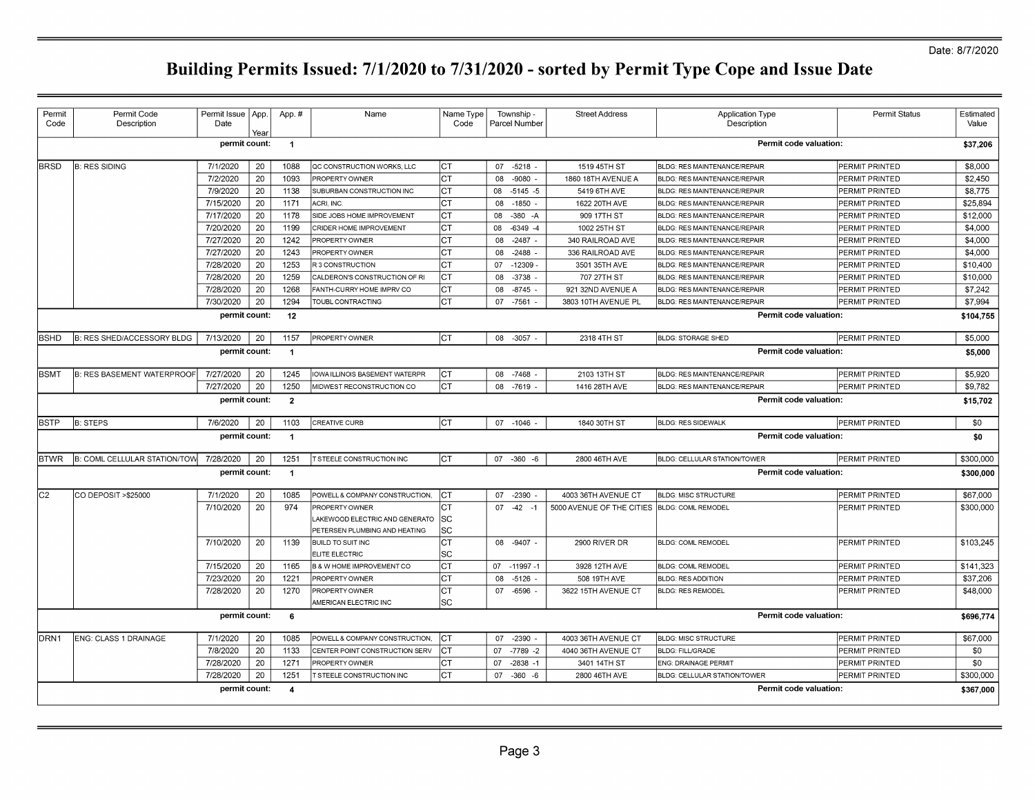Date: 8/7/2020

# Building Permits Issued: 7/1/2020 to 7/31/2020 - sorted by Permit Type Cope and Issue Date

| Permit Code | Permit Code Description | Permit Issue Date | App. Year | App. # | Name | Name Type Code | Township - Parcel Number | Street Address | Application Type Description | Permit Status | Estimated Value |
|---|---|---|---|---|---|---|---|---|---|---|---|
| | | permit count: | | 1 | | | | | Permit code valuation: | | $37,206 |
| BRSD | B: RES SIDING | 7/1/2020 | 20 | 1088 | QC CONSTRUCTION WORKS, LLC | CT | 07 -5218 - | 1519 45TH ST | BLDG: RES MAINTENANCE/REPAIR | PERMIT PRINTED | $8,000 |
| | | 7/2/2020 | 20 | 1093 | PROPERTY OWNER | CT | 08 -9080 - | 1860 18TH AVENUE A | BLDG: RES MAINTENANCE/REPAIR | PERMIT PRINTED | $2,450 |
| | | 7/9/2020 | 20 | 1138 | SUBURBAN CONSTRUCTION INC | CT | 08 -5145 -5 | 5419 6TH AVE | BLDG: RES MAINTENANCE/REPAIR | PERMIT PRINTED | $8,775 |
| | | 7/15/2020 | 20 | 1171 | ACRI, INC. | CT | 08 -1850 - | 1622 20TH AVE | BLDG: RES MAINTENANCE/REPAIR | PERMIT PRINTED | $25,894 |
| | | 7/17/2020 | 20 | 1178 | SIDE JOBS HOME IMPROVEMENT | CT | 08 -380 -A | 909 17TH ST | BLDG: RES MAINTENANCE/REPAIR | PERMIT PRINTED | $12,000 |
| | | 7/20/2020 | 20 | 1199 | CRIDER HOME IMPROVEMENT | CT | 08 -6349 -4 | 1002 25TH ST | BLDG: RES MAINTENANCE/REPAIR | PERMIT PRINTED | $4,000 |
| | | 7/27/2020 | 20 | 1242 | PROPERTY OWNER | CT | 08 -2487 - | 340 RAILROAD AVE | BLDG: RES MAINTENANCE/REPAIR | PERMIT PRINTED | $4,000 |
| | | 7/27/2020 | 20 | 1243 | PROPERTY OWNER | CT | 08 -2488 - | 336 RAILROAD AVE | BLDG: RES MAINTENANCE/REPAIR | PERMIT PRINTED | $4,000 |
| | | 7/28/2020 | 20 | 1253 | R 3 CONSTRUCTION | CT | 07 -12309 - | 3501 35TH AVE | BLDG: RES MAINTENANCE/REPAIR | PERMIT PRINTED | $10,400 |
| | | 7/28/2020 | 20 | 1259 | CALDERON'S CONSTRUCTION OF RI | CT | 08 -3738 - | 707 27TH ST | BLDG: RES MAINTENANCE/REPAIR | PERMIT PRINTED | $10,000 |
| | | 7/28/2020 | 20 | 1268 | FANTH-CURRY HOME IMPRV CO | CT | 08 -8745 - | 921 32ND AVENUE A | BLDG: RES MAINTENANCE/REPAIR | PERMIT PRINTED | $7,242 |
| | | 7/30/2020 | 20 | 1294 | TOUBL CONTRACTING | CT | 07 -7561 - | 3803 10TH AVENUE PL | BLDG: RES MAINTENANCE/REPAIR | PERMIT PRINTED | $7,994 |
| | | permit count: | | 12 | | | | | Permit code valuation: | | $104,755 |
| BSHD | B: RES SHED/ACCESSORY BLDG | 7/13/2020 | 20 | 1157 | PROPERTY OWNER | CT | 08 -3057 - | 2318 4TH ST | BLDG: STORAGE SHED | PERMIT PRINTED | $5,000 |
| | | permit count: | | 1 | | | | | Permit code valuation: | | $5,000 |
| BSMT | B: RES BASEMENT WATERPROOF | 7/27/2020 | 20 | 1245 | IOWA ILLINOIS BASEMENT WATERPR | CT | 08 -7468 - | 2103 13TH ST | BLDG: RES MAINTENANCE/REPAIR | PERMIT PRINTED | $5,920 |
| | | 7/27/2020 | 20 | 1250 | MIDWEST RECONSTRUCTION CO | CT | 08 -7619 - | 1416 28TH AVE | BLDG: RES MAINTENANCE/REPAIR | PERMIT PRINTED | $9,782 |
| | | permit count: | | 2 | | | | | Permit code valuation: | | $15,702 |
| BSTP | B: STEPS | 7/6/2020 | 20 | 1103 | CREATIVE CURB | CT | 07 -1046 - | 1840 30TH ST | BLDG: RES SIDEWALK | PERMIT PRINTED | $0 |
| | | permit count: | | 1 | | | | | Permit code valuation: | | $0 |
| BTWR | B: COML CELLULAR STATION/TOW | 7/28/2020 | 20 | 1251 | T STEELE CONSTRUCTION INC | CT | 07 -360 -6 | 2800 46TH AVE | BLDG: CELLULAR STATION/TOWER | PERMIT PRINTED | $300,000 |
| | | permit count: | | 1 | | | | | Permit code valuation: | | $300,000 |
| C2 | CO DEPOSIT >$25000 | 7/1/2020 | 20 | 1085 | POWELL & COMPANY CONSTRUCTION, | CT | 07 -2390 - | 4003 36TH AVENUE CT | BLDG: MISC STRUCTURE | PERMIT PRINTED | $67,000 |
| | | 7/10/2020 | 20 | 974 | PROPERTY OWNER | CT | 07 -42 -1 | 5000 AVENUE OF THE CITIES | BLDG: COML REMODEL | PERMIT PRINTED | $300,000 |
| | | | | | LAKEWOOD ELECTRIC AND GENERATO | SC | | | | | |
| | | | | | PETERSEN PLUMBING AND HEATING | SC | | | | | |
| | | 7/10/2020 | 20 | 1139 | BUILD TO SUIT INC | CT | 08 -9407 - | 2900 RIVER DR | BLDG: COML REMODEL | PERMIT PRINTED | $103,245 |
| | | | | | ELITE ELECTRIC | SC | | | | | |
| | | 7/15/2020 | 20 | 1165 | B & W HOME IMPROVEMENT CO | CT | 07 -11997 -1 | 3928 12TH AVE | BLDG: COML REMODEL | PERMIT PRINTED | $141,323 |
| | | 7/23/2020 | 20 | 1221 | PROPERTY OWNER | CT | 08 -5126 - | 508 19TH AVE | BLDG: RES ADDITION | PERMIT PRINTED | $37,206 |
| | | 7/28/2020 | 20 | 1270 | PROPERTY OWNER | CT | 07 -6596 - | 3622 15TH AVENUE CT | BLDG: RES REMODEL | PERMIT PRINTED | $48,000 |
| | | | | | AMERICAN ELECTRIC INC | SC | | | | | |
| | | permit count: | | 6 | | | | | Permit code valuation: | | $696,774 |
| DRN1 | ENG: CLASS 1 DRAINAGE | 7/1/2020 | 20 | 1085 | POWELL & COMPANY CONSTRUCTION, | CT | 07 -2390 - | 4003 36TH AVENUE CT | BLDG: MISC STRUCTURE | PERMIT PRINTED | $67,000 |
| | | 7/8/2020 | 20 | 1133 | CENTER POINT CONSTRUCTION SERV | CT | 07 -7789 -2 | 4040 36TH AVENUE CT | BLDG: FILL/GRADE | PERMIT PRINTED | $0 |
| | | 7/28/2020 | 20 | 1271 | PROPERTY OWNER | CT | 07 -2838 -1 | 3401 14TH ST | ENG: DRAINAGE PERMIT | PERMIT PRINTED | $0 |
| | | 7/28/2020 | 20 | 1251 | T STEELE CONSTRUCTION INC | CT | 07 -360 -6 | 2800 46TH AVE | BLDG: CELLULAR STATION/TOWER | PERMIT PRINTED | $300,000 |
| | | permit count: | | 4 | | | | | Permit code valuation: | | $367,000 |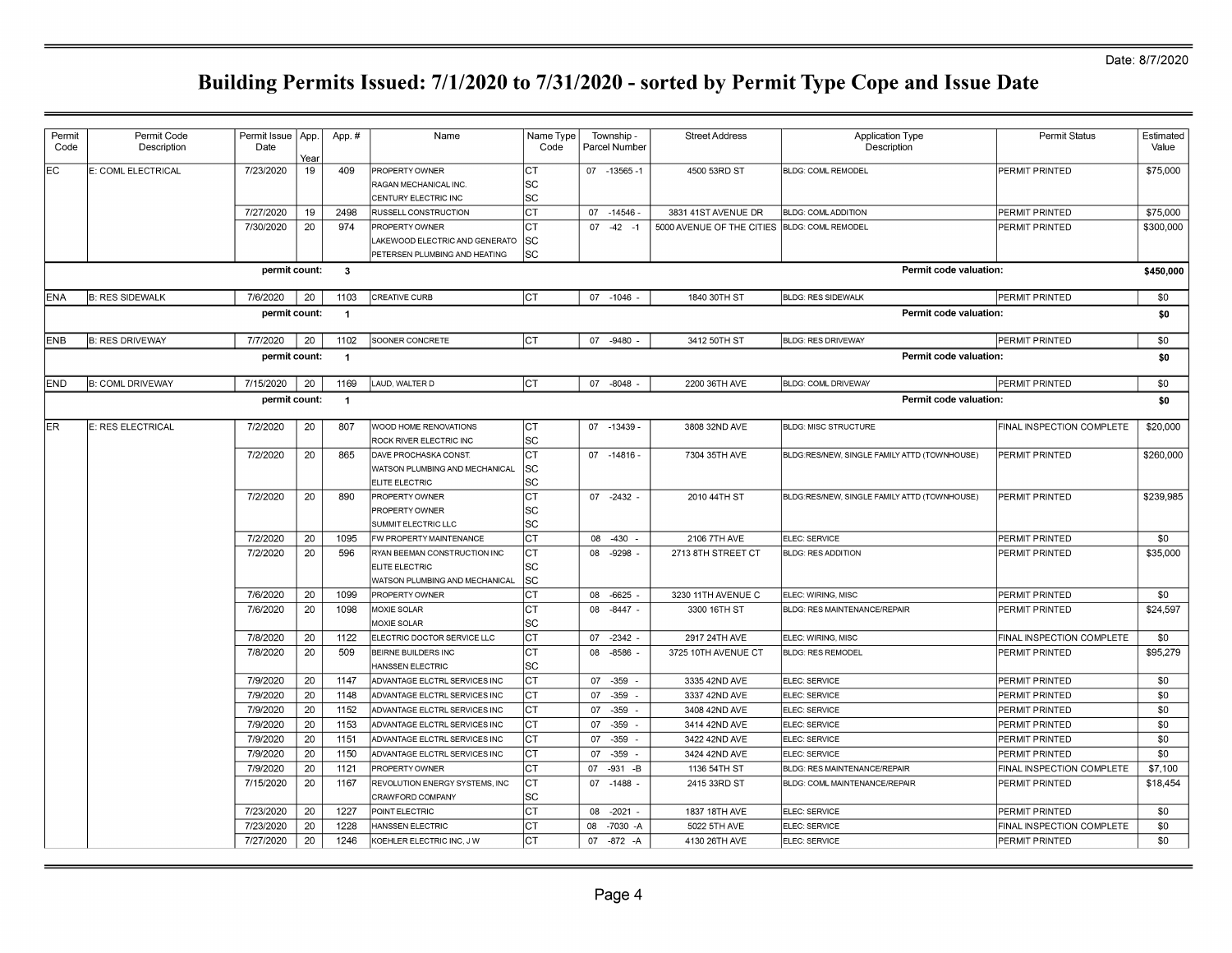Date: 8/7/2020

# Building Permits Issued: 7/1/2020 to 7/31/2020 - sorted by Permit Type Cope and Issue Date

| Permit Code | Permit Code Description | Permit Issue Date | App. Year | App. # | Name | Name Type Code | Township - Parcel Number | Street Address | Application Type Description | Permit Status | Estimated Value |
|---|---|---|---|---|---|---|---|---|---|---|---|
| EC | E: COML ELECTRICAL | 7/23/2020 | 19 | 409 | PROPERTY OWNER | CT | 07 -13565 -1 | 4500 53RD ST | BLDG: COML REMODEL | PERMIT PRINTED | $75,000 |
| | | | | | RAGAN MECHANICAL INC. | SC | | | | | |
| | | | | | CENTURY ELECTRIC INC | SC | | | | | |
| | | 7/27/2020 | 19 | 2498 | RUSSELL CONSTRUCTION | CT | 07 -14546 - | 3831 41ST AVENUE DR | BLDG: COML ADDITION | PERMIT PRINTED | $75,000 |
| | | 7/30/2020 | 20 | 974 | PROPERTY OWNER | CT | 07 -42 -1 | 5000 AVENUE OF THE CITIES | BLDG: COML REMODEL | PERMIT PRINTED | $300,000 |
| | | | | | LAKEWOOD ELECTRIC AND GENERATO | SC | | | | | |
| | | | | | PETERSEN PLUMBING AND HEATING | SC | | | | | |
| | | **permit count:** | **3** | | | | | | **Permit code valuation:** | | **$450,000** |
| ENA | B: RES SIDEWALK | 7/6/2020 | 20 | 1103 | CREATIVE CURB | CT | 07 -1046 - | 1840 30TH ST | BLDG: RES SIDEWALK | PERMIT PRINTED | $0 |
| | | **permit count:** | **1** | | | | | | **Permit code valuation:** | | **$0** |
| ENB | B: RES DRIVEWAY | 7/7/2020 | 20 | 1102 | SOONER CONCRETE | CT | 07 -9480 - | 3412 50TH ST | BLDG: RES DRIVEWAY | PERMIT PRINTED | $0 |
| | | **permit count:** | **1** | | | | | | **Permit code valuation:** | | **$0** |
| END | B: COML DRIVEWAY | 7/15/2020 | 20 | 1169 | LAUD, WALTER D | CT | 07 -8048 - | 2200 36TH AVE | BLDG: COML DRIVEWAY | PERMIT PRINTED | $0 |
| | | **permit count:** | **1** | | | | | | **Permit code valuation:** | | **$0** |
| ER | E: RES ELECTRICAL | 7/2/2020 | 20 | 807 | WOOD HOME RENOVATIONS | CT | 07 -13439 - | 3808 32ND AVE | BLDG: MISC STRUCTURE | FINAL INSPECTION COMPLETE | $20,000 |
| | | | | | ROCK RIVER ELECTRIC INC | SC | | | | | |
| | | 7/2/2020 | 20 | 865 | DAVE PROCHASKA CONST. | CT | 07 -14816 - | 7304 35TH AVE | BLDG:RES/NEW, SINGLE FAMILY ATTD (TOWNHOUSE) | PERMIT PRINTED | $260,000 |
| | | | | | WATSON PLUMBING AND MECHANICAL | SC | | | | | |
| | | | | | ELITE ELECTRIC | SC | | | | | |
| | | 7/2/2020 | 20 | 890 | PROPERTY OWNER | CT | 07 -2432 - | 2010 44TH ST | BLDG:RES/NEW, SINGLE FAMILY ATTD (TOWNHOUSE) | PERMIT PRINTED | $239,985 |
| | | | | | PROPERTY OWNER | SC | | | | | |
| | | | | | SUMMIT ELECTRIC LLC | SC | | | | | |
| | | 7/2/2020 | 20 | 1095 | FW PROPERTY MAINTENANCE | CT | 08 -430 - | 2106 7TH AVE | ELEC: SERVICE | PERMIT PRINTED | $0 |
| | | 7/2/2020 | 20 | 596 | RYAN BEEMAN CONSTRUCTION INC | CT | 08 -9298 - | 2713 8TH STREET CT | BLDG: RES ADDITION | PERMIT PRINTED | $35,000 |
| | | | | | ELITE ELECTRIC | SC | | | | | |
| | | | | | WATSON PLUMBING AND MECHANICAL | SC | | | | | |
| | | 7/6/2020 | 20 | 1099 | PROPERTY OWNER | CT | 08 -6625 - | 3230 11TH AVENUE C | ELEC: WIRING, MISC | PERMIT PRINTED | $0 |
| | | 7/6/2020 | 20 | 1098 | MOXIE SOLAR | CT | 08 -8447 - | 3300 16TH ST | BLDG: RES MAINTENANCE/REPAIR | PERMIT PRINTED | $24,597 |
| | | | | | MOXIE SOLAR | SC | | | | | |
| | | 7/8/2020 | 20 | 1122 | ELECTRIC DOCTOR SERVICE LLC | CT | 07 -2342 - | 2917 24TH AVE | ELEC: WIRING, MISC | FINAL INSPECTION COMPLETE | $0 |
| | | 7/8/2020 | 20 | 509 | BEIRNE BUILDERS INC | CT | 08 -8586 - | 3725 10TH AVENUE CT | BLDG: RES REMODEL | PERMIT PRINTED | $95,279 |
| | | | | | HANSSEN ELECTRIC | SC | | | | | |
| | | 7/9/2020 | 20 | 1147 | ADVANTAGE ELCTRL SERVICES INC | CT | 07 -359 - | 3335 42ND AVE | ELEC: SERVICE | PERMIT PRINTED | $0 |
| | | 7/9/2020 | 20 | 1148 | ADVANTAGE ELCTRL SERVICES INC | CT | 07 -359 - | 3337 42ND AVE | ELEC: SERVICE | PERMIT PRINTED | $0 |
| | | 7/9/2020 | 20 | 1152 | ADVANTAGE ELCTRL SERVICES INC | CT | 07 -359 - | 3408 42ND AVE | ELEC: SERVICE | PERMIT PRINTED | $0 |
| | | 7/9/2020 | 20 | 1153 | ADVANTAGE ELCTRL SERVICES INC | CT | 07 -359 - | 3414 42ND AVE | ELEC: SERVICE | PERMIT PRINTED | $0 |
| | | 7/9/2020 | 20 | 1151 | ADVANTAGE ELCTRL SERVICES INC | CT | 07 -359 - | 3422 42ND AVE | ELEC: SERVICE | PERMIT PRINTED | $0 |
| | | 7/9/2020 | 20 | 1150 | ADVANTAGE ELCTRL SERVICES INC | CT | 07 -359 - | 3424 42ND AVE | ELEC: SERVICE | PERMIT PRINTED | $0 |
| | | 7/9/2020 | 20 | 1121 | PROPERTY OWNER | CT | 07 -931 -B | 1136 54TH ST | BLDG: RES MAINTENANCE/REPAIR | FINAL INSPECTION COMPLETE | $7,100 |
| | | 7/15/2020 | 20 | 1167 | REVOLUTION ENERGY SYSTEMS, INC | CT | 07 -1488 - | 2415 33RD ST | BLDG: COML MAINTENANCE/REPAIR | PERMIT PRINTED | $18,454 |
| | | | | | CRAWFORD COMPANY | SC | | | | | |
| | | 7/23/2020 | 20 | 1227 | POINT ELECTRIC | CT | 08 -2021 - | 1837 18TH AVE | ELEC: SERVICE | PERMIT PRINTED | $0 |
| | | 7/23/2020 | 20 | 1228 | HANSSEN ELECTRIC | CT | 08 -7030 -A | 5022 5TH AVE | ELEC: SERVICE | FINAL INSPECTION COMPLETE | $0 |
| | | 7/27/2020 | 20 | 1246 | KOEHLER ELECTRIC INC, J W | CT | 07 -872 -A | 4130 26TH AVE | ELEC: SERVICE | PERMIT PRINTED | $0 |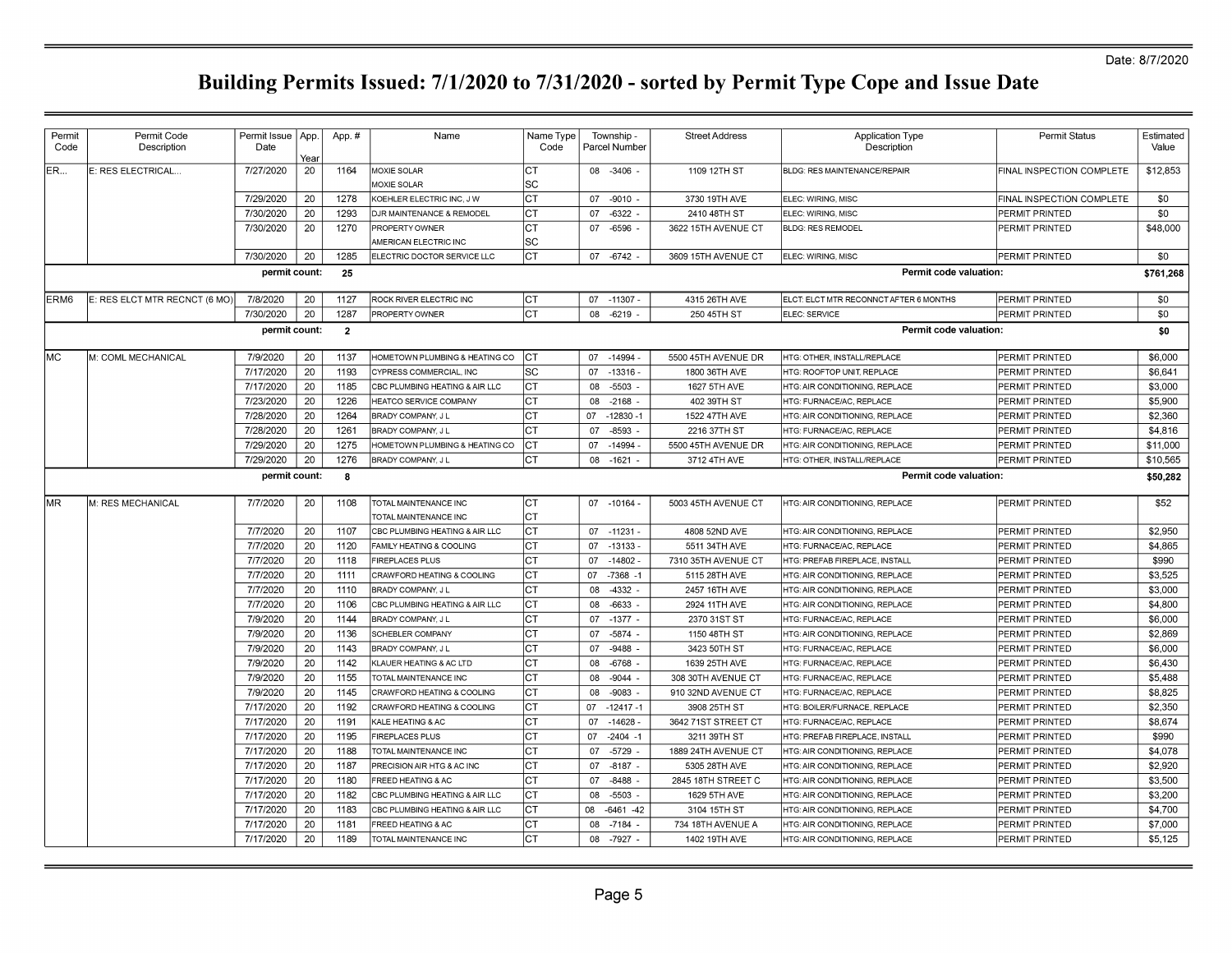Date: 8/7/2020

# Building Permits Issued: 7/1/2020 to 7/31/2020 - sorted by Permit Type Cope and Issue Date

| Permit Code | Permit Code Description | Permit Issue Date | App. Year | App. # | Name | Name Type Code | Township - Parcel Number | Street Address | Application Type Description | Permit Status | Estimated Value |
|---|---|---|---|---|---|---|---|---|---|---|---|
| ER... | E: RES ELECTRICAL... | 7/27/2020 | 20 | 1164 | MOXIE SOLAR | CT | 08 -3406 - | 1109 12TH ST | BLDG: RES MAINTENANCE/REPAIR | FINAL INSPECTION COMPLETE | $12,853 |
| | | | | | MOXIE SOLAR | SC | | | | | |
| | | 7/29/2020 | 20 | 1278 | KOEHLER ELECTRIC INC, J W | CT | 07 -9010 - | 3730 19TH AVE | ELEC: WIRING, MISC | FINAL INSPECTION COMPLETE | $0 |
| | | 7/30/2020 | 20 | 1293 | DJR MAINTENANCE & REMODEL | CT | 07 -6322 - | 2410 48TH ST | ELEC: WIRING, MISC | PERMIT PRINTED | $0 |
| | | 7/30/2020 | 20 | 1270 | PROPERTY OWNER | CT | 07 -6596 - | 3622 15TH AVENUE CT | BLDG: RES REMODEL | PERMIT PRINTED | $48,000 |
| | | | | | AMERICAN ELECTRIC INC | SC | | | | | |
| | | 7/30/2020 | 20 | 1285 | ELECTRIC DOCTOR SERVICE LLC | CT | 07 -6742 - | 3609 15TH AVENUE CT | ELEC: WIRING, MISC | PERMIT PRINTED | $0 |
| | | **permit count:** | | **25** | | | | | **Permit code valuation:** | | **$761,268** |
| ERM6 | E: RES ELCT MTR RECNCT (6 MO) | 7/8/2020 | 20 | 1127 | ROCK RIVER ELECTRIC INC | CT | 07 -11307 - | 4315 26TH AVE | ELCT: ELCT MTR RECONNCT AFTER 6 MONTHS | PERMIT PRINTED | $0 |
| | | 7/30/2020 | 20 | 1287 | PROPERTY OWNER | CT | 08 -6219 - | 250 45TH ST | ELEC: SERVICE | PERMIT PRINTED | $0 |
| | | **permit count:** | | **2** | | | | | **Permit code valuation:** | | **$0** |
| MC | M: COML MECHANICAL | 7/9/2020 | 20 | 1137 | HOMETOWN PLUMBING & HEATING CO | CT | 07 -14994 - | 5500 45TH AVENUE DR | HTG: OTHER, INSTALL/REPLACE | PERMIT PRINTED | $6,000 |
| | | 7/17/2020 | 20 | 1193 | CYPRESS COMMERCIAL, INC | SC | 07 -13316 - | 1800 36TH AVE | HTG: ROOFTOP UNIT, REPLACE | PERMIT PRINTED | $6,641 |
| | | 7/17/2020 | 20 | 1185 | CBC PLUMBING HEATING & AIR LLC | CT | 08 -5503 - | 1627 5TH AVE | HTG: AIR CONDITIONING, REPLACE | PERMIT PRINTED | $3,000 |
| | | 7/23/2020 | 20 | 1226 | HEATCO SERVICE COMPANY | CT | 08 -2168 - | 402 39TH ST | HTG: FURNACE/AC, REPLACE | PERMIT PRINTED | $5,900 |
| | | 7/28/2020 | 20 | 1264 | BRADY COMPANY, J L | CT | 07 -12830 -1 | 1522 47TH AVE | HTG: AIR CONDITIONING, REPLACE | PERMIT PRINTED | $2,360 |
| | | 7/28/2020 | 20 | 1261 | BRADY COMPANY, J L | CT | 07 -8593 - | 2216 37TH ST | HTG: FURNACE/AC, REPLACE | PERMIT PRINTED | $4,816 |
| | | 7/29/2020 | 20 | 1275 | HOMETOWN PLUMBING & HEATING CO | CT | 07 -14994 - | 5500 45TH AVENUE DR | HTG: AIR CONDITIONING, REPLACE | PERMIT PRINTED | $11,000 |
| | | 7/29/2020 | 20 | 1276 | BRADY COMPANY, J L | CT | 08 -1621 - | 3712 4TH AVE | HTG: OTHER, INSTALL/REPLACE | PERMIT PRINTED | $10,565 |
| | | **permit count:** | | **8** | | | | | **Permit code valuation:** | | **$50,282** |
| MR | M: RES MECHANICAL | 7/7/2020 | 20 | 1108 | TOTAL MAINTENANCE INC | CT | 07 -10164 - | 5003 45TH AVENUE CT | HTG: AIR CONDITIONING, REPLACE | PERMIT PRINTED | $52 |
| | | | | | TOTAL MAINTENANCE INC | CT | | | | | |
| | | 7/7/2020 | 20 | 1107 | CBC PLUMBING HEATING & AIR LLC | CT | 07 -11231 - | 4808 52ND AVE | HTG: AIR CONDITIONING, REPLACE | PERMIT PRINTED | $2,950 |
| | | 7/7/2020 | 20 | 1120 | FAMILY HEATING & COOLING | CT | 07 -13133 - | 5511 34TH AVE | HTG: FURNACE/AC, REPLACE | PERMIT PRINTED | $4,865 |
| | | 7/7/2020 | 20 | 1118 | FIREPLACES PLUS | CT | 07 -14802 - | 7310 35TH AVENUE CT | HTG: PREFAB FIREPLACE, INSTALL | PERMIT PRINTED | $990 |
| | | 7/7/2020 | 20 | 1111 | CRAWFORD HEATING & COOLING | CT | 07 -7368 -1 | 5115 28TH AVE | HTG: AIR CONDITIONING, REPLACE | PERMIT PRINTED | $3,525 |
| | | 7/7/2020 | 20 | 1110 | BRADY COMPANY, J L | CT | 08 -4332 - | 2457 16TH AVE | HTG: AIR CONDITIONING, REPLACE | PERMIT PRINTED | $3,000 |
| | | 7/7/2020 | 20 | 1106 | CBC PLUMBING HEATING & AIR LLC | CT | 08 -6633 - | 2924 11TH AVE | HTG: AIR CONDITIONING, REPLACE | PERMIT PRINTED | $4,800 |
| | | 7/9/2020 | 20 | 1144 | BRADY COMPANY, J L | CT | 07 -1377 - | 2370 31ST ST | HTG: FURNACE/AC, REPLACE | PERMIT PRINTED | $6,000 |
| | | 7/9/2020 | 20 | 1136 | SCHEBLER COMPANY | CT | 07 -5874 - | 1150 48TH ST | HTG: AIR CONDITIONING, REPLACE | PERMIT PRINTED | $2,869 |
| | | 7/9/2020 | 20 | 1143 | BRADY COMPANY, J L | CT | 07 -9488 - | 3423 50TH ST | HTG: FURNACE/AC, REPLACE | PERMIT PRINTED | $6,000 |
| | | 7/9/2020 | 20 | 1142 | KLAUER HEATING & AC LTD | CT | 08 -6768 - | 1639 25TH AVE | HTG: FURNACE/AC, REPLACE | PERMIT PRINTED | $6,430 |
| | | 7/9/2020 | 20 | 1155 | TOTAL MAINTENANCE INC | CT | 08 -9044 - | 308 30TH AVENUE CT | HTG: FURNACE/AC, REPLACE | PERMIT PRINTED | $5,488 |
| | | 7/9/2020 | 20 | 1145 | CRAWFORD HEATING & COOLING | CT | 08 -9083 - | 910 32ND AVENUE CT | HTG: FURNACE/AC, REPLACE | PERMIT PRINTED | $8,825 |
| | | 7/17/2020 | 20 | 1192 | CRAWFORD HEATING & COOLING | CT | 07 -12417 -1 | 3908 25TH ST | HTG: BOILER/FURNACE, REPLACE | PERMIT PRINTED | $2,350 |
| | | 7/17/2020 | 20 | 1191 | KALE HEATING & AC | CT | 07 -14628 - | 3642 71ST STREET CT | HTG: FURNACE/AC, REPLACE | PERMIT PRINTED | $8,674 |
| | | 7/17/2020 | 20 | 1195 | FIREPLACES PLUS | CT | 07 -2404 -1 | 3211 39TH ST | HTG: PREFAB FIREPLACE, INSTALL | PERMIT PRINTED | $990 |
| | | 7/17/2020 | 20 | 1188 | TOTAL MAINTENANCE INC | CT | 07 -5729 - | 1889 24TH AVENUE CT | HTG: AIR CONDITIONING, REPLACE | PERMIT PRINTED | $4,078 |
| | | 7/17/2020 | 20 | 1187 | PRECISION AIR HTG & AC INC | CT | 07 -8187 - | 5305 28TH AVE | HTG: AIR CONDITIONING, REPLACE | PERMIT PRINTED | $2,920 |
| | | 7/17/2020 | 20 | 1180 | FREED HEATING & AC | CT | 07 -8488 - | 2845 18TH STREET C | HTG: AIR CONDITIONING, REPLACE | PERMIT PRINTED | $3,500 |
| | | 7/17/2020 | 20 | 1182 | CBC PLUMBING HEATING & AIR LLC | CT | 08 -5503 - | 1629 5TH AVE | HTG: AIR CONDITIONING, REPLACE | PERMIT PRINTED | $3,200 |
| | | 7/17/2020 | 20 | 1183 | CBC PLUMBING HEATING & AIR LLC | CT | 08 -6461 -42 | 3104 15TH ST | HTG: AIR CONDITIONING, REPLACE | PERMIT PRINTED | $4,700 |
| | | 7/17/2020 | 20 | 1181 | FREED HEATING & AC | CT | 08 -7184 - | 734 18TH AVENUE A | HTG: AIR CONDITIONING, REPLACE | PERMIT PRINTED | $7,000 |
| | | 7/17/2020 | 20 | 1189 | TOTAL MAINTENANCE INC | CT | 08 -7927 - | 1402 19TH AVE | HTG: AIR CONDITIONING, REPLACE | PERMIT PRINTED | $5,125 |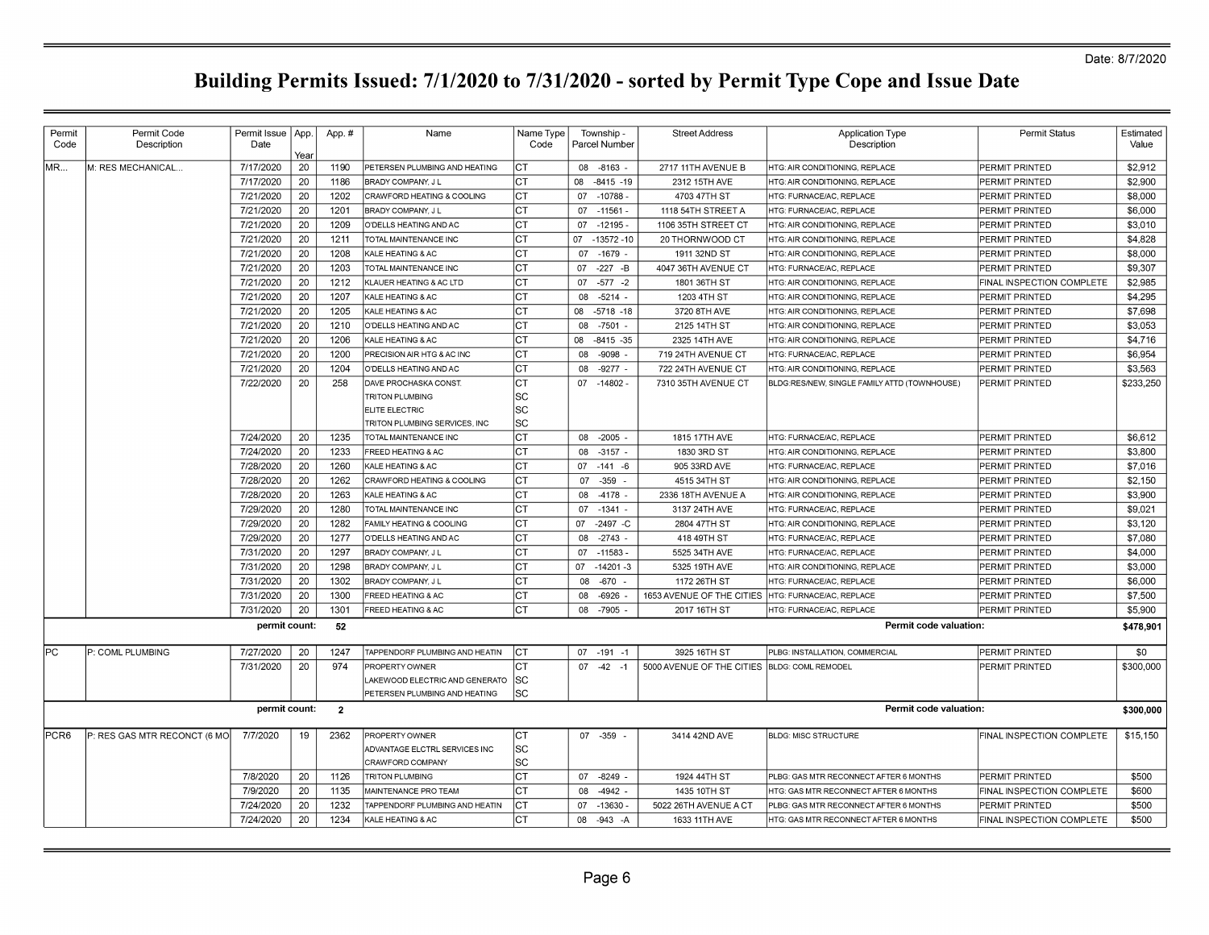Date: 8/7/2020

# Building Permits Issued: 7/1/2020 to 7/31/2020 - sorted by Permit Type Cope and Issue Date

| Permit Code | Permit Code Description | Permit Issue Date | App. Year | App. # | Name | Name Type Code | Township - Parcel Number | Street Address | Application Type Description | Permit Status | Estimated Value |
|---|---|---|---|---|---|---|---|---|---|---|---|
| MR... | M: RES MECHANICAL... | 7/17/2020 | 20 | 1190 | PETERSEN PLUMBING AND HEATING | CT | 08 -8163 - | 2717 11TH AVENUE B | HTG: AIR CONDITIONING, REPLACE | PERMIT PRINTED | $2,912 |
| | | 7/17/2020 | 20 | 1186 | BRADY COMPANY, J L | CT | 08 -8415 -19 | 2312 15TH AVE | HTG: AIR CONDITIONING, REPLACE | PERMIT PRINTED | $2,900 |
| | | 7/21/2020 | 20 | 1202 | CRAWFORD HEATING & COOLING | CT | 07 -10788 - | 4703 47TH ST | HTG: FURNACE/AC, REPLACE | PERMIT PRINTED | $8,000 |
| | | 7/21/2020 | 20 | 1201 | BRADY COMPANY, J L | CT | 07 -11561 - | 1118 54TH STREET A | HTG: FURNACE/AC, REPLACE | PERMIT PRINTED | $6,000 |
| | | 7/21/2020 | 20 | 1209 | O'DELLS HEATING AND AC | CT | 07 -12195 - | 1106 35TH STREET CT | HTG: AIR CONDITIONING, REPLACE | PERMIT PRINTED | $3,010 |
| | | 7/21/2020 | 20 | 1211 | TOTAL MAINTENANCE INC | CT | 07 -13572 -10 | 20 THORNWOOD CT | HTG: AIR CONDITIONING, REPLACE | PERMIT PRINTED | $4,828 |
| | | 7/21/2020 | 20 | 1208 | KALE HEATING & AC | CT | 07 -1679 - | 1911 32ND ST | HTG: AIR CONDITIONING, REPLACE | PERMIT PRINTED | $8,000 |
| | | 7/21/2020 | 20 | 1203 | TOTAL MAINTENANCE INC | CT | 07 -227 -B | 4047 36TH AVENUE CT | HTG: FURNACE/AC, REPLACE | PERMIT PRINTED | $9,307 |
| | | 7/21/2020 | 20 | 1212 | KLAUER HEATING & AC LTD | CT | 07 -577 -2 | 1801 36TH ST | HTG: AIR CONDITIONING, REPLACE | FINAL INSPECTION COMPLETE | $2,985 |
| | | 7/21/2020 | 20 | 1207 | KALE HEATING & AC | CT | 08 -5214 - | 1203 4TH ST | HTG: AIR CONDITIONING, REPLACE | PERMIT PRINTED | $4,295 |
| | | 7/21/2020 | 20 | 1205 | KALE HEATING & AC | CT | 08 -5718 -18 | 3720 8TH AVE | HTG: AIR CONDITIONING, REPLACE | PERMIT PRINTED | $7,698 |
| | | 7/21/2020 | 20 | 1210 | O'DELLS HEATING AND AC | CT | 08 -7501 - | 2125 14TH ST | HTG: AIR CONDITIONING, REPLACE | PERMIT PRINTED | $3,053 |
| | | 7/21/2020 | 20 | 1206 | KALE HEATING & AC | CT | 08 -8415 -35 | 2325 14TH AVE | HTG: AIR CONDITIONING, REPLACE | PERMIT PRINTED | $4,716 |
| | | 7/21/2020 | 20 | 1200 | PRECISION AIR HTG & AC INC | CT | 08 -9098 - | 719 24TH AVENUE CT | HTG: FURNACE/AC, REPLACE | PERMIT PRINTED | $6,954 |
| | | 7/21/2020 | 20 | 1204 | O'DELLS HEATING AND AC | CT | 08 -9277 - | 722 24TH AVENUE CT | HTG: AIR CONDITIONING, REPLACE | PERMIT PRINTED | $3,563 |
| | | 7/22/2020 | 20 | 258 | DAVE PROCHASKA CONST. | CT | 07 -14802 - | 7310 35TH AVENUE CT | BLDG:RES/NEW, SINGLE FAMILY ATTD (TOWNHOUSE) | PERMIT PRINTED | $233,250 |
| | | | | | TRITON PLUMBING | SC | | | | | |
| | | | | | ELITE ELECTRIC | SC | | | | | |
| | | | | | TRITON PLUMBING SERVICES, INC | SC | | | | | |
| | | 7/24/2020 | 20 | 1235 | TOTAL MAINTENANCE INC | CT | 08 -2005 - | 1815 17TH AVE | HTG: FURNACE/AC, REPLACE | PERMIT PRINTED | $6,612 |
| | | 7/24/2020 | 20 | 1233 | FREED HEATING & AC | CT | 08 -3157 - | 1830 3RD ST | HTG: AIR CONDITIONING, REPLACE | PERMIT PRINTED | $3,800 |
| | | 7/28/2020 | 20 | 1260 | KALE HEATING & AC | CT | 07 -141 -6 | 905 33RD AVE | HTG: FURNACE/AC, REPLACE | PERMIT PRINTED | $7,016 |
| | | 7/28/2020 | 20 | 1262 | CRAWFORD HEATING & COOLING | CT | 07 -359 - | 4515 34TH ST | HTG: AIR CONDITIONING, REPLACE | PERMIT PRINTED | $2,150 |
| | | 7/28/2020 | 20 | 1263 | KALE HEATING & AC | CT | 08 -4178 - | 2336 18TH AVENUE A | HTG: AIR CONDITIONING, REPLACE | PERMIT PRINTED | $3,900 |
| | | 7/29/2020 | 20 | 1280 | TOTAL MAINTENANCE INC | CT | 07 -1341 - | 3137 24TH AVE | HTG: FURNACE/AC, REPLACE | PERMIT PRINTED | $9,021 |
| | | 7/29/2020 | 20 | 1282 | FAMILY HEATING & COOLING | CT | 07 -2497 -C | 2804 47TH ST | HTG: AIR CONDITIONING, REPLACE | PERMIT PRINTED | $3,120 |
| | | 7/29/2020 | 20 | 1277 | O'DELLS HEATING AND AC | CT | 08 -2743 - | 418 49TH ST | HTG: FURNACE/AC, REPLACE | PERMIT PRINTED | $7,080 |
| | | 7/31/2020 | 20 | 1297 | BRADY COMPANY, J L | CT | 07 -11583 - | 5525 34TH AVE | HTG: FURNACE/AC, REPLACE | PERMIT PRINTED | $4,000 |
| | | 7/31/2020 | 20 | 1298 | BRADY COMPANY, J L | CT | 07 -14201 -3 | 5325 19TH AVE | HTG: AIR CONDITIONING, REPLACE | PERMIT PRINTED | $3,000 |
| | | 7/31/2020 | 20 | 1302 | BRADY COMPANY, J L | CT | 08 -670 - | 1172 26TH ST | HTG: FURNACE/AC, REPLACE | PERMIT PRINTED | $6,000 |
| | | 7/31/2020 | 20 | 1300 | FREED HEATING & AC | CT | 08 -6926 - | 1653 AVENUE OF THE CITIES | HTG: FURNACE/AC, REPLACE | PERMIT PRINTED | $7,500 |
| | | 7/31/2020 | 20 | 1301 | FREED HEATING & AC | CT | 08 -7905 - | 2017 16TH ST | HTG: FURNACE/AC, REPLACE | PERMIT PRINTED | $5,900 |
| | | **permit count:** | | **52** | | | | | **Permit code valuation:** | | **$478,901** |
| PC | P: COML PLUMBING | 7/27/2020 | 20 | 1247 | TAPPENDORF PLUMBING AND HEATIN | CT | 07 -191 -1 | 3925 16TH ST | PLBG: INSTALLATION, COMMERCIAL | PERMIT PRINTED | $0 |
| | | 7/31/2020 | 20 | 974 | PROPERTY OWNER | CT | 07 -42 -1 | 5000 AVENUE OF THE CITIES | BLDG: COML REMODEL | PERMIT PRINTED | $300,000 |
| | | | | | LAKEWOOD ELECTRIC AND GENERATO | SC | | | | | |
| | | | | | PETERSEN PLUMBING AND HEATING | SC | | | | | |
| | | **permit count:** | | **2** | | | | | **Permit code valuation:** | | **$300,000** |
| PCR6 | P: RES GAS MTR RECONCT (6 MO | 7/7/2020 | 19 | 2362 | PROPERTY OWNER | CT | 07 -359 - | 3414 42ND AVE | BLDG: MISC STRUCTURE | FINAL INSPECTION COMPLETE | $15,150 |
| | | | | | ADVANTAGE ELCTRL SERVICES INC | SC | | | | | |
| | | | | | CRAWFORD COMPANY | SC | | | | | |
| | | 7/8/2020 | 20 | 1126 | TRITON PLUMBING | CT | 07 -8249 - | 1924 44TH ST | PLBG: GAS MTR RECONNECT AFTER 6 MONTHS | PERMIT PRINTED | $500 |
| | | 7/9/2020 | 20 | 1135 | MAINTENANCE PRO TEAM | CT | 08 -4942 - | 1435 10TH ST | HTG: GAS MTR RECONNECT AFTER 6 MONTHS | FINAL INSPECTION COMPLETE | $600 |
| | | 7/24/2020 | 20 | 1232 | TAPPENDORF PLUMBING AND HEATIN | CT | 07 -13630 - | 5022 26TH AVENUE A CT | PLBG: GAS MTR RECONNECT AFTER 6 MONTHS | PERMIT PRINTED | $500 |
| | | 7/24/2020 | 20 | 1234 | KALE HEATING & AC | CT | 08 -943 -A | 1633 11TH AVE | HTG: GAS MTR RECONNECT AFTER 6 MONTHS | FINAL INSPECTION COMPLETE | $500 |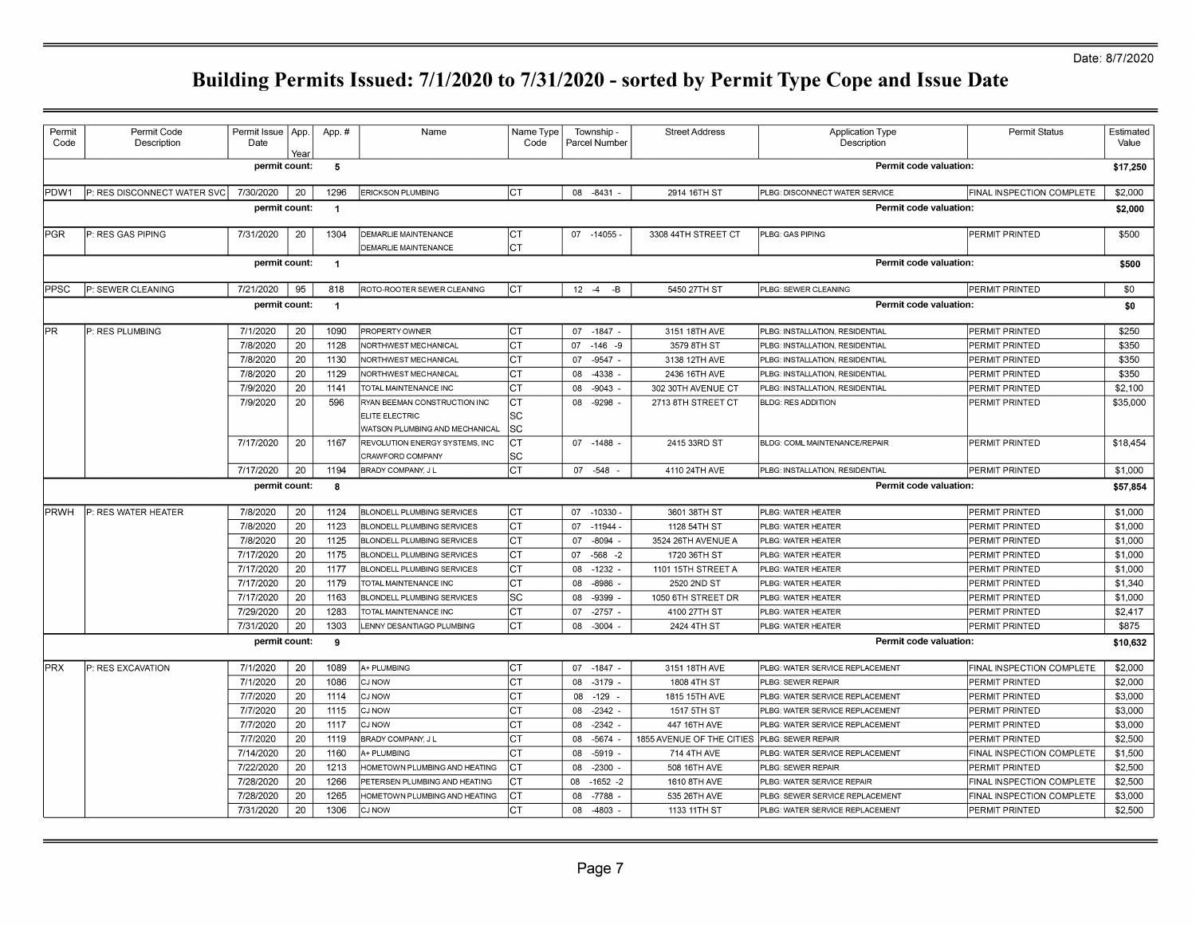Date: 8/7/2020

# Building Permits Issued: 7/1/2020 to 7/31/2020 - sorted by Permit Type Cope and Issue Date

| Permit Code | Permit Code Description | Permit Issue Date | App. Year | App. # | Name | Name Type Code | Township - Parcel Number | Street Address | Application Type Description | Permit Status | Estimated Value |
|---|---|---|---|---|---|---|---|---|---|---|---|
| | | permit count: | | 5 | | | | | Permit code valuation: | | $17,250 |
| PDW1 | P: RES DISCONNECT WATER SVC | 7/30/2020 | 20 | 1296 | ERICKSON PLUMBING | CT | 08 -8431 - | 2914 16TH ST | PLBG: DISCONNECT WATER SERVICE | FINAL INSPECTION COMPLETE | $2,000 |
| | | permit count: | | 1 | | | | | Permit code valuation: | | $2,000 |
| PGR | P: RES GAS PIPING | 7/31/2020 | 20 | 1304 | DEMARLIE MAINTENANCE | CT | 07 -14055 - | 3308 44TH STREET CT | PLBG: GAS PIPING | PERMIT PRINTED | $500 |
| | | | | | DEMARLIE MAINTENANCE | CT | | | | | |
| | | permit count: | | 1 | | | | | Permit code valuation: | | $500 |
| PPSC | P: SEWER CLEANING | 7/21/2020 | 95 | 818 | ROTO-ROOTER SEWER CLEANING | CT | 12 -4 -B | 5450 27TH ST | PLBG: SEWER CLEANING | PERMIT PRINTED | $0 |
| | | permit count: | | 1 | | | | | Permit code valuation: | | $0 |
| PR | P: RES PLUMBING | 7/1/2020 | 20 | 1090 | PROPERTY OWNER | CT | 07 -1847 - | 3151 18TH AVE | PLBG: INSTALLATION, RESIDENTIAL | PERMIT PRINTED | $250 |
| | | 7/8/2020 | 20 | 1128 | NORTHWEST MECHANICAL | CT | 07 -146 -9 | 3579 8TH ST | PLBG: INSTALLATION, RESIDENTIAL | PERMIT PRINTED | $350 |
| | | 7/8/2020 | 20 | 1130 | NORTHWEST MECHANICAL | CT | 07 -9547 - | 3138 12TH AVE | PLBG: INSTALLATION, RESIDENTIAL | PERMIT PRINTED | $350 |
| | | 7/8/2020 | 20 | 1129 | NORTHWEST MECHANICAL | CT | 08 -4338 - | 2436 16TH AVE | PLBG: INSTALLATION, RESIDENTIAL | PERMIT PRINTED | $350 |
| | | 7/9/2020 | 20 | 1141 | TOTAL MAINTENANCE INC | CT | 08 -9043 - | 302 30TH AVENUE CT | PLBG: INSTALLATION, RESIDENTIAL | PERMIT PRINTED | $2,100 |
| | | 7/9/2020 | 20 | 596 | RYAN BEEMAN CONSTRUCTION INC | CT | 08 -9298 - | 2713 8TH STREET CT | BLDG: RES ADDITION | PERMIT PRINTED | $35,000 |
| | | | | | ELITE ELECTRIC | SC | | | | | |
| | | | | | WATSON PLUMBING AND MECHANICAL | SC | | | | | |
| | | 7/17/2020 | 20 | 1167 | REVOLUTION ENERGY SYSTEMS, INC | CT | 07 -1488 - | 2415 33RD ST | BLDG: COML MAINTENANCE/REPAIR | PERMIT PRINTED | $18,454 |
| | | | | | CRAWFORD COMPANY | SC | | | | | |
| | | 7/17/2020 | 20 | 1194 | BRADY COMPANY, J L | CT | 07 -548 - | 4110 24TH AVE | PLBG: INSTALLATION, RESIDENTIAL | PERMIT PRINTED | $1,000 |
| | | permit count: | | 8 | | | | | Permit code valuation: | | $57,854 |
| PRWH | P: RES WATER HEATER | 7/8/2020 | 20 | 1124 | BLONDELL PLUMBING SERVICES | CT | 07 -10330 - | 3601 38TH ST | PLBG: WATER HEATER | PERMIT PRINTED | $1,000 |
| | | 7/8/2020 | 20 | 1123 | BLONDELL PLUMBING SERVICES | CT | 07 -11944 - | 1128 54TH ST | PLBG: WATER HEATER | PERMIT PRINTED | $1,000 |
| | | 7/8/2020 | 20 | 1125 | BLONDELL PLUMBING SERVICES | CT | 07 -8094 - | 3524 26TH AVENUE A | PLBG: WATER HEATER | PERMIT PRINTED | $1,000 |
| | | 7/17/2020 | 20 | 1175 | BLONDELL PLUMBING SERVICES | CT | 07 -568 -2 | 1720 36TH ST | PLBG: WATER HEATER | PERMIT PRINTED | $1,000 |
| | | 7/17/2020 | 20 | 1177 | BLONDELL PLUMBING SERVICES | CT | 08 -1232 - | 1101 15TH STREET A | PLBG: WATER HEATER | PERMIT PRINTED | $1,000 |
| | | 7/17/2020 | 20 | 1179 | TOTAL MAINTENANCE INC | CT | 08 -8986 - | 2520 2ND ST | PLBG: WATER HEATER | PERMIT PRINTED | $1,340 |
| | | 7/17/2020 | 20 | 1163 | BLONDELL PLUMBING SERVICES | SC | 08 -9399 - | 1050 6TH STREET DR | PLBG: WATER HEATER | PERMIT PRINTED | $1,000 |
| | | 7/29/2020 | 20 | 1283 | TOTAL MAINTENANCE INC | CT | 07 -2757 - | 4100 27TH ST | PLBG: WATER HEATER | PERMIT PRINTED | $2,417 |
| | | 7/31/2020 | 20 | 1303 | LENNY DESANTIAGO PLUMBING | CT | 08 -3004 - | 2424 4TH ST | PLBG: WATER HEATER | PERMIT PRINTED | $875 |
| | | permit count: | | 9 | | | | | Permit code valuation: | | $10,632 |
| PRX | P: RES EXCAVATION | 7/1/2020 | 20 | 1089 | A+ PLUMBING | CT | 07 -1847 - | 3151 18TH AVE | PLBG: WATER SERVICE REPLACEMENT | FINAL INSPECTION COMPLETE | $2,000 |
| | | 7/1/2020 | 20 | 1086 | CJ NOW | CT | 08 -3179 - | 1808 4TH ST | PLBG: SEWER REPAIR | PERMIT PRINTED | $2,000 |
| | | 7/7/2020 | 20 | 1114 | CJ NOW | CT | 08 -129 - | 1815 15TH AVE | PLBG: WATER SERVICE REPLACEMENT | PERMIT PRINTED | $3,000 |
| | | 7/7/2020 | 20 | 1115 | CJ NOW | CT | 08 -2342 - | 1517 5TH ST | PLBG: WATER SERVICE REPLACEMENT | PERMIT PRINTED | $3,000 |
| | | 7/7/2020 | 20 | 1117 | CJ NOW | CT | 08 -2342 - | 447 16TH AVE | PLBG: WATER SERVICE REPLACEMENT | PERMIT PRINTED | $3,000 |
| | | 7/7/2020 | 20 | 1119 | BRADY COMPANY, J L | CT | 08 -5674 - | 1855 AVENUE OF THE CITIES | PLBG: SEWER REPAIR | PERMIT PRINTED | $2,500 |
| | | 7/14/2020 | 20 | 1160 | A+ PLUMBING | CT | 08 -5919 - | 714 4TH AVE | PLBG: WATER SERVICE REPLACEMENT | FINAL INSPECTION COMPLETE | $1,500 |
| | | 7/22/2020 | 20 | 1213 | HOMETOWN PLUMBING AND HEATING | CT | 08 -2300 - | 508 16TH AVE | PLBG: SEWER REPAIR | PERMIT PRINTED | $2,500 |
| | | 7/28/2020 | 20 | 1266 | PETERSEN PLUMBING AND HEATING | CT | 08 -1652 -2 | 1610 8TH AVE | PLBG: WATER SERVICE REPAIR | FINAL INSPECTION COMPLETE | $2,500 |
| | | 7/28/2020 | 20 | 1265 | HOMETOWN PLUMBING AND HEATING | CT | 08 -7788 - | 535 26TH AVE | PLBG: SEWER SERVICE REPLACEMENT | FINAL INSPECTION COMPLETE | $3,000 |
| | | 7/31/2020 | 20 | 1306 | CJ NOW | CT | 08 -4803 - | 1133 11TH ST | PLBG: WATER SERVICE REPLACEMENT | PERMIT PRINTED | $2,500 |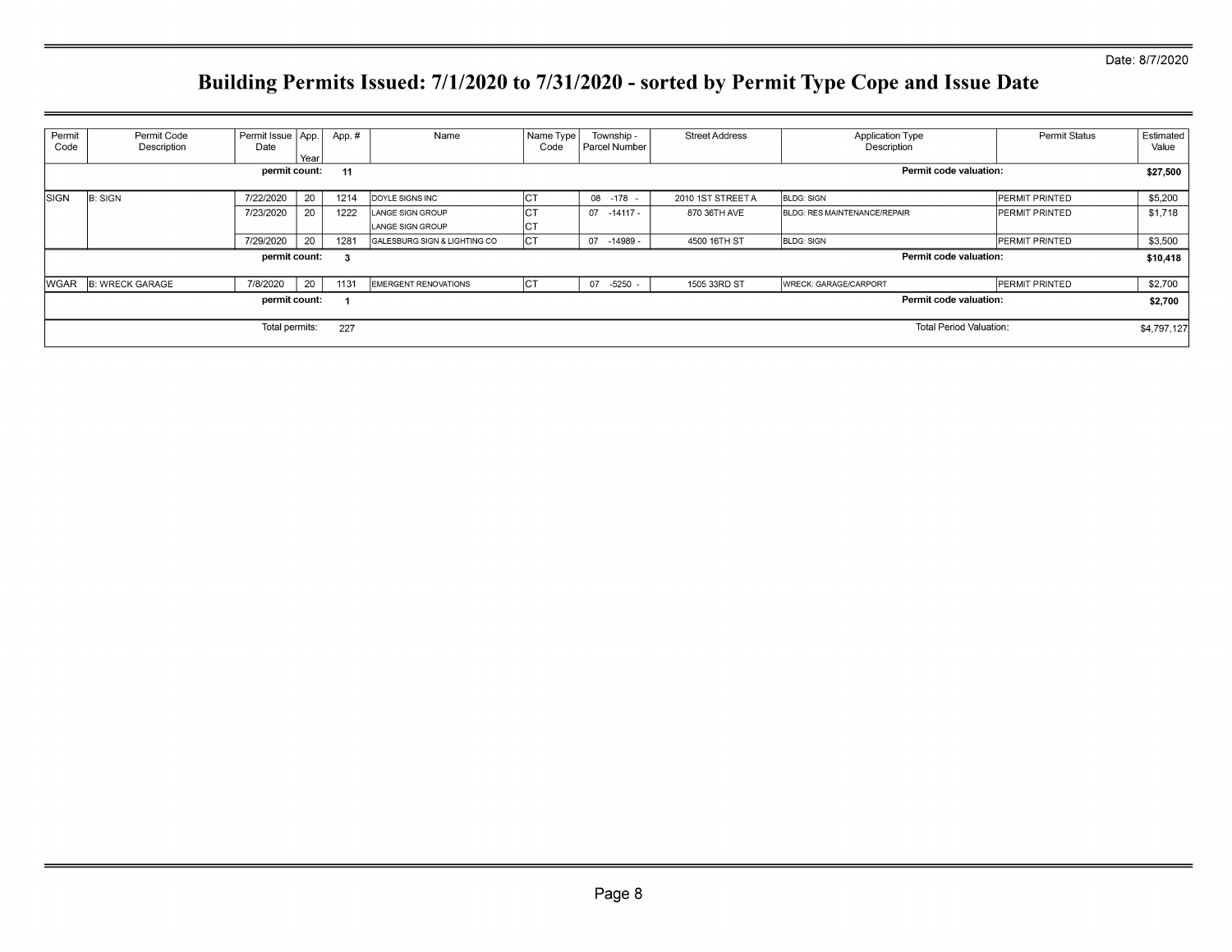Date: 8/7/2020

# Building Permits Issued: 7/1/2020 to 7/31/2020 - sorted by Permit Type Cope and Issue Date

| Permit Code | Permit Code Description | Permit Issue Date | App. Year | App. # | Name | Name Type Code | Township - Parcel Number | Street Address | Application Type Description | Permit Status | Estimated Value |
|---|---|---|---|---|---|---|---|---|---|---|---|
| | | **permit count:** | | **11** | | | | | **Permit code valuation:** | | **$27,500** |
| SIGN | B: SIGN | 7/22/2020 | 20 | 1214 | DOYLE SIGNS INC | CT | 08 -178 - | 2010 1ST STREET A | BLDG: SIGN | PERMIT PRINTED | $5,200 |
| | | 7/23/2020 | 20 | 1222 | LANGE SIGN GROUP | CT | 07 -14117 - | 870 36TH AVE | BLDG: RES MAINTENANCE/REPAIR | PERMIT PRINTED | $1,718 |
| | | | | | LANGE SIGN GROUP | CT | | | | | |
| | | 7/29/2020 | 20 | 1281 | GALESBURG SIGN & LIGHTING CO | CT | 07 -14989 - | 4500 16TH ST | BLDG: SIGN | PERMIT PRINTED | $3,500 |
| | | **permit count:** | | **3** | | | | | **Permit code valuation:** | | **$10,418** |
| WGAR | B: WRECK GARAGE | 7/8/2020 | 20 | 1131 | EMERGENT RENOVATIONS | CT | 07 -5250 - | 1505 33RD ST | WRECK: GARAGE/CARPORT | PERMIT PRINTED | $2,700 |
| | | **permit count:** | | **1** | | | | | **Permit code valuation:** | | **$2,700** |
| | | Total permits: | | 227 | | | | | Total Period Valuation: | | $4,797,127 |